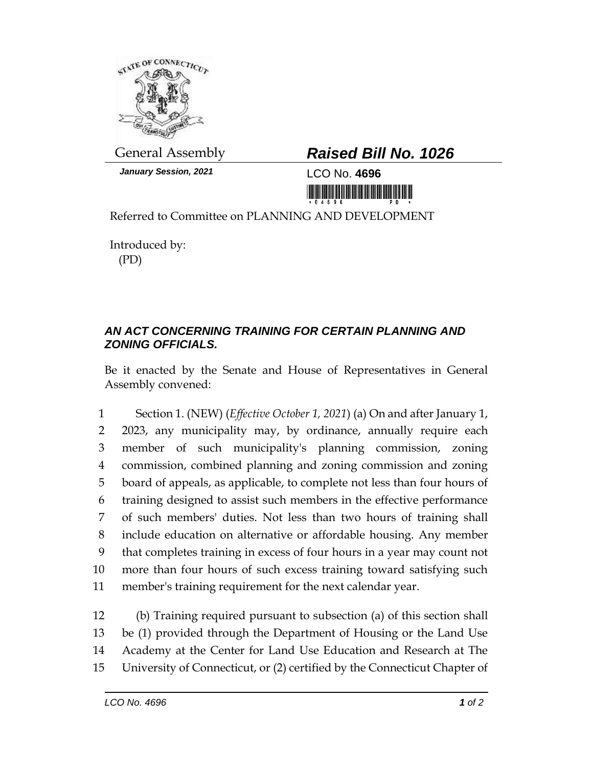General Assembly

**Raised Bill No. 1026**

***January Session, 2021***

LCO No. **4696**

Referred to Committee on PLANNING AND DEVELOPMENT

Introduced by:
(PD)

***AN ACT CONCERNING TRAINING FOR CERTAIN PLANNING AND ZONING OFFICIALS.***

Be it enacted by the Senate and House of Representatives in General Assembly convened:

1 Section 1. (NEW) (*Effective October 1, 2021*) (a) On and after January 1,
2 2023, any municipality may, by ordinance, annually require each
3 member of such municipality's planning commission, zoning
4 commission, combined planning and zoning commission and zoning
5 board of appeals, as applicable, to complete not less than four hours of
6 training designed to assist such members in the effective performance
7 of such members' duties. Not less than two hours of training shall
8 include education on alternative or affordable housing. Any member
9 that completes training in excess of four hours in a year may count not
10 more than four hours of such excess training toward satisfying such
11 member's training requirement for the next calendar year.

12 (b) Training required pursuant to subsection (a) of this section shall
13 be (1) provided through the Department of Housing or the Land Use
14 Academy at the Center for Land Use Education and Research at The
15 University of Connecticut, or (2) certified by the Connecticut Chapter of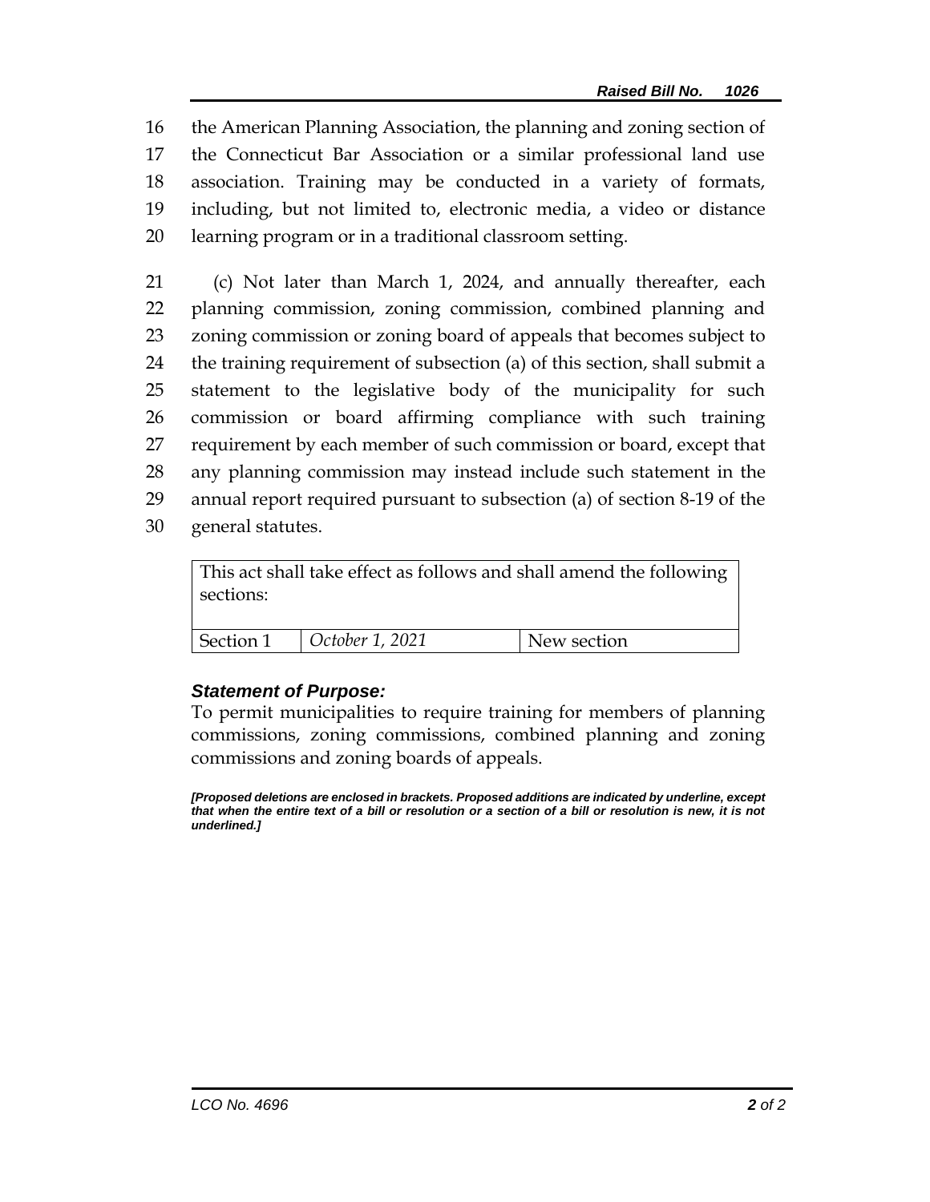the American Planning Association, the planning and zoning section of the Connecticut Bar Association or a similar professional land use association. Training may be conducted in a variety of formats, including, but not limited to, electronic media, a video or distance learning program or in a traditional classroom setting.

(c) Not later than March 1, 2024, and annually thereafter, each planning commission, zoning commission, combined planning and zoning commission or zoning board of appeals that becomes subject to the training requirement of subsection (a) of this section, shall submit a statement to the legislative body of the municipality for such commission or board affirming compliance with such training requirement by each member of such commission or board, except that any planning commission may instead include such statement in the annual report required pursuant to subsection (a) of section 8-19 of the general statutes.

| This act shall take effect as follows and shall amend the following sections: | | |
|---|---|---|
| Section 1 | *October 1, 2021* | New section |

### *Statement of Purpose:*

To permit municipalities to require training for members of planning commissions, zoning commissions, combined planning and zoning commissions and zoning boards of appeals.

***[Proposed deletions are enclosed in brackets. Proposed additions are indicated by underline, except that when the entire text of a bill or resolution or a section of a bill or resolution is new, it is not underlined.]***